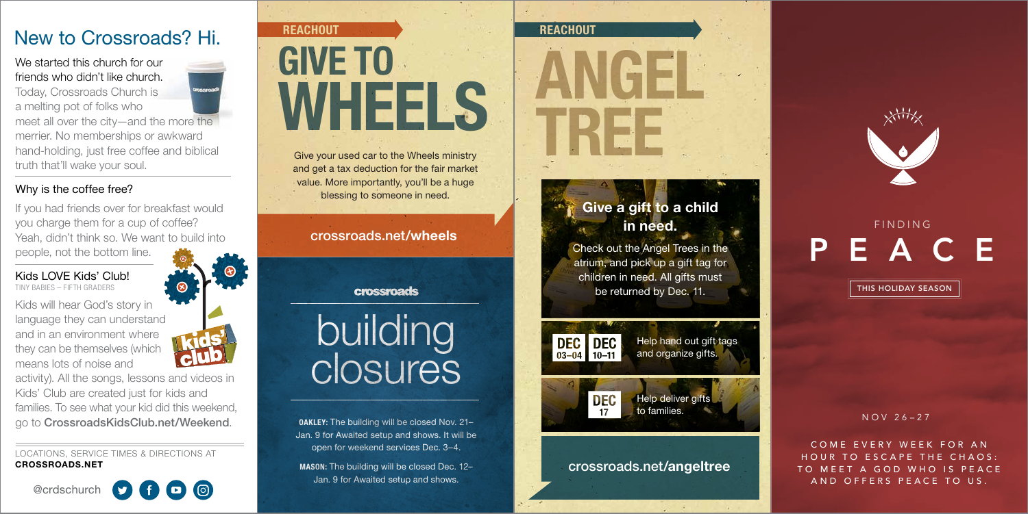## New to Crossroads? Hi.

We started this church for our friends who didn't like church. Today, Crossroads Church is a melting pot of folks who meet all over the city—and the more the merrier. No memberships or awkward hand-holding, just free coffee and biblical truth that'll wake your soul.

### Why is the coffee free?

If you had friends over for breakfast would you charge them for a cup of coffee? Yeah, didn't think so. We want to build into people, not the bottom line.

### Kids LOVE Kids' Club!

TINY BABIES – FIFTH GRADERS

Kids will hear God's story in language they can understand and in an environment where they can be themselves (which means lots of noise and activity). All the songs, lessons and videos in Kids' Club are created just for kids and families. To see what your kid did this weekend, go to **CrossroadsKidsClub.net/Weekend**.

LOCATIONS, SERVICE TIMES & DIRECTIONS AT **CROSSROADS.NET**

@crdschurch

**REACHOUT**

# GIVE TO WHEELS

Give your used car to the Wheels ministry and get a tax deduction for the fair market value. More importantly, you'll be a huge blessing to someone in need.

**crossroads.net/wheels**

crossroads

## building closures

**OAKLEY:** The building will be closed Nov. 21–Jan. 9 for Awaited setup and shows. It will be open for weekend services Dec. 3–4.

**MASON:** The building will be closed Dec. 12–Jan. 9 for Awaited setup and shows.

**REACHOUT**

# ANGEL TREE

### Give a gift to a child in need.

Check out the Angel Trees in the atrium, and pick up a gift tag for children in need. All gifts must be returned by Dec. 11.

DEC 03–04 / DEC 10–11 — Help hand out gift tags and organize gifts.

DEC 17 — Help deliver gifts to families.

**crossroads.net/angeltree**

FINDING

# PEACE

THIS HOLIDAY SEASON

NOV 26–27

COME EVERY WEEK FOR AN HOUR TO ESCAPE THE CHAOS: TO MEET A GOD WHO IS PEACE AND OFFERS PEACE TO US.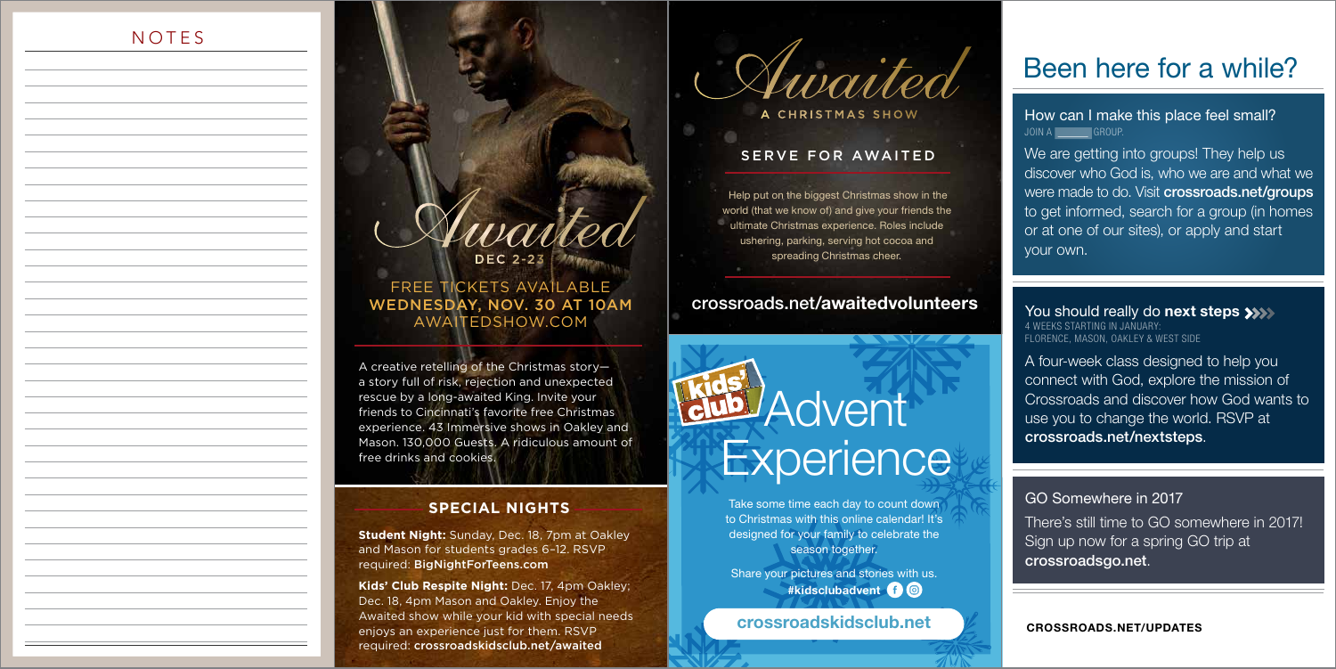## NOTES

# Awaited

DEC 2-23

FREE TICKETS AVAILABLE
**WEDNESDAY, NOV. 30 AT 10AM**
AWAITEDSHOW.COM

A creative retelling of the Christmas story—a story full of risk, rejection and unexpected rescue by a long-awaited King. Invite your friends to Cincinnati's favorite free Christmas experience. 43 Immersive shows in Oakley and Mason. 130,000 Guests. A ridiculous amount of free drinks and cookies.

### SPECIAL NIGHTS

**Student Night:** Sunday, Dec. 18, 7pm at Oakley and Mason for students grades 6–12. RSVP required: **BigNightForTeens.com**

**Kids' Club Respite Night:** Dec. 17, 4pm Oakley; Dec. 18, 4pm Mason and Oakley. Enjoy the Awaited show while your kid with special needs enjoys an experience just for them. RSVP required: **crossroadskidsclub.net/awaited**

# Awaited

A CHRISTMAS SHOW

### SERVE FOR AWAITED

Help put on the biggest Christmas show in the world (that we know of) and give your friends the ultimate Christmas experience. Roles include ushering, parking, serving hot cocoa and spreading Christmas cheer.

**crossroads.net/awaitedvolunteers**

# kids' club Advent Experience

Take some time each day to count down to Christmas with this online calendar! It's designed for your family to celebrate the season together.

Share your pictures and stories with us. **#kidsclubadvent**

**crossroadskidsclub.net**

# Been here for a while?

### How can I make this place feel small?

JOIN A _____ GROUP.

We are getting into groups! They help us discover who God is, who we are and what we were made to do. Visit **crossroads.net/groups** to get informed, search for a group (in homes or at one of our sites), or apply and start your own.

### You should really do **next steps**

4 WEEKS STARTING IN JANUARY: FLORENCE, MASON, OAKLEY & WEST SIDE

A four-week class designed to help you connect with God, explore the mission of Crossroads and discover how God wants to use you to change the world. RSVP at **crossroads.net/nextsteps**.

### GO Somewhere in 2017

There's still time to GO somewhere in 2017! Sign up now for a spring GO trip at **crossroadsgo.net**.

**CROSSROADS.NET/UPDATES**